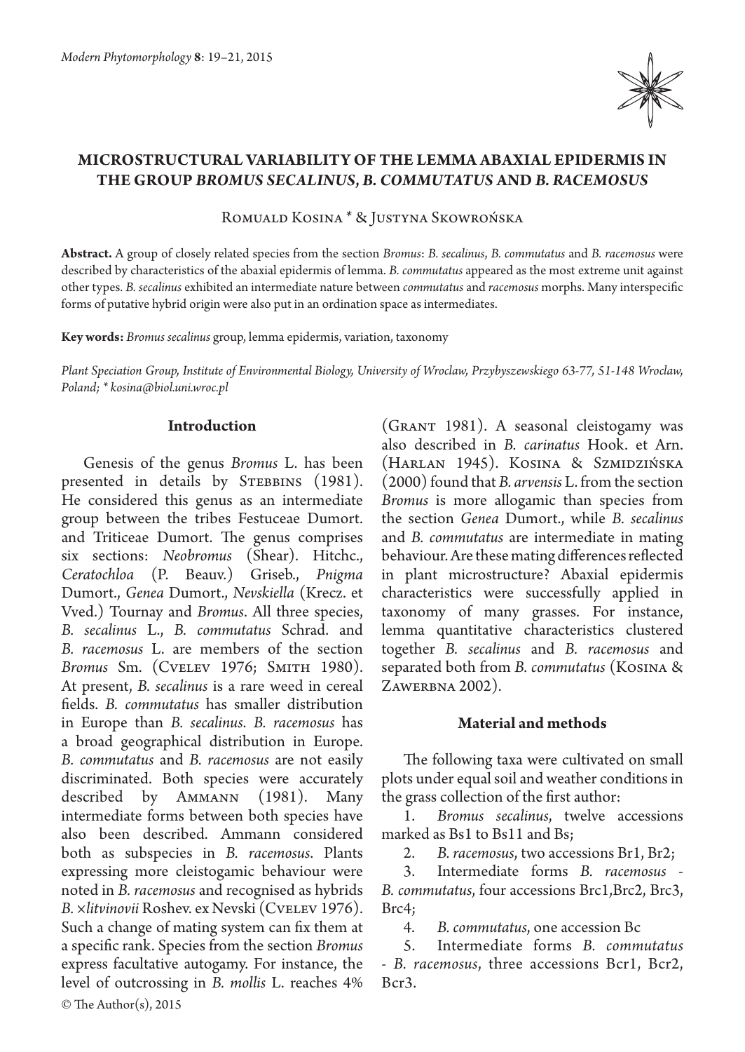# MICROSTRUCTURAL VARIABILITY OF THE LEMMA ABAXIAL EPIDERMIS IN THE GROUP *BROMUS SECALINUS*, *B. COMMUTATUS* AND *B. RACEMOSUS*

Romuald Kosina * & Justyna Skowrońska

**Abstract.** A group of closely related species from the section *Bromus*: *B. secalinus*, *B. commutatus* and *B. racemosus* were described by characteristics of the abaxial epidermis of lemma. *B. commutatus* appeared as the most extreme unit against other types. *B. secalinus* exhibited an intermediate nature between *commutatus* and *racemosus* morphs. Many interspecific forms of putative hybrid origin were also put in an ordination space as intermediates.

**Key words:** *Bromus secalinus* group, lemma epidermis, variation, taxonomy

*Plant Speciation Group, Institute of Environmental Biology, University of Wroclaw, Przybyszewskiego 63-77, 51-148 Wroclaw, Poland; * kosina@biol.uni.wroc.pl*

## Introduction

Genesis of the genus *Bromus* L. has been presented in details by Stebbins (1981). He considered this genus as an intermediate group between the tribes Festuceae Dumort. and Triticeae Dumort. The genus comprises six sections: *Neobromus* (Shear). Hitchc., *Ceratochloa* (P. Beauv.) Griseb., *Pnigma* Dumort., *Genea* Dumort., *Nevskiella* (Krecz. et Vved.) Tournay and *Bromus*. All three species, *B. secalinus* L., *B. commutatus* Schrad. and *B. racemosus* L. are members of the section *Bromus* Sm. (Cvelev 1976; Smith 1980). At present, *B. secalinus* is a rare weed in cereal fields. *B. commutatus* has smaller distribution in Europe than *B. secalinus*. *B. racemosus* has a broad geographical distribution in Europe. *B. commutatus* and *B. racemosus* are not easily discriminated. Both species were accurately described by Ammann (1981). Many intermediate forms between both species have also been described. Ammann considered both as subspecies in *B. racemosus*. Plants expressing more cleistogamic behaviour were noted in *B. racemosus* and recognised as hybrids *B. ×litvinovii* Roshev. ex Nevski (Cvelev 1976). Such a change of mating system can fix them at a specific rank. Species from the section *Bromus* express facultative autogamy. For instance, the level of outcrossing in *B. mollis* L. reaches 4% (Grant 1981). A seasonal cleistogamy was also described in *B. carinatus* Hook. et Arn. (Harlan 1945). Kosina & Szmidzińska (2000) found that *B. arvensis* L. from the section *Bromus* is more allogamic than species from the section *Genea* Dumort., while *B. secalinus* and *B. commutatus* are intermediate in mating behaviour. Are these mating differences reflected in plant microstructure? Abaxial epidermis characteristics were successfully applied in taxonomy of many grasses. For instance, lemma quantitative characteristics clustered together *B. secalinus* and *B. racemosus* and separated both from *B. commutatus* (Kosina & Zawerbna 2002).

## Material and methods

The following taxa were cultivated on small plots under equal soil and weather conditions in the grass collection of the first author:

1. *Bromus secalinus*, twelve accessions marked as Bs1 to Bs11 and Bs;
2. *B. racemosus*, two accessions Br1, Br2;
3. Intermediate forms *B. racemosus* - *B. commutatus*, four accessions Brc1,Brc2, Brc3, Brc4;
4. *B. commutatus*, one accession Bc
5. Intermediate forms *B. commutatus* - *B. racemosus*, three accessions Bcr1, Bcr2, Bcr3.

© The Author(s), 2015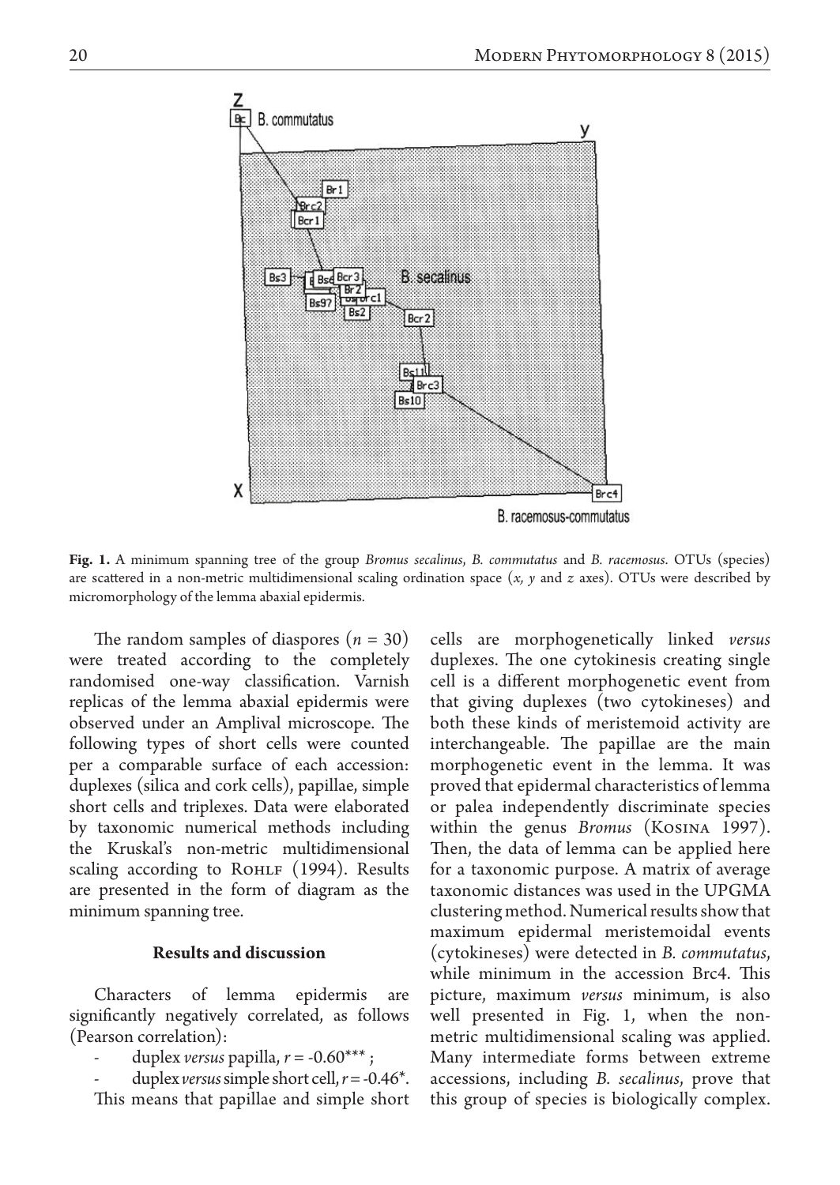**Fig. 1.** A minimum spanning tree of the group *Bromus secalinus*, *B. commutatus* and *B. racemosus*. OTUs (species) are scattered in a non-metric multidimensional scaling ordination space (*x, y* and *z* axes). OTUs were described by micromorphology of the lemma abaxial epidermis.

The random samples of diaspores ($n = 30$) were treated according to the completely randomised one-way classification. Varnish replicas of the lemma abaxial epidermis were observed under an Amplival microscope. The following types of short cells were counted per a comparable surface of each accession: duplexes (silica and cork cells), papillae, simple short cells and triplexes. Data were elaborated by taxonomic numerical methods including the Kruskal's non-metric multidimensional scaling according to Rohlf (1994). Results are presented in the form of diagram as the minimum spanning tree.

## Results and discussion

Characters of lemma epidermis are significantly negatively correlated, as follows (Pearson correlation):

- duplex *versus* papilla, $r = -0.60^{***}$ ;
- duplex *versus* simple short cell, $r = -0.46^{*}$.

This means that papillae and simple short cells are morphogenetically linked *versus* duplexes. The one cytokinesis creating single cell is a different morphogenetic event from that giving duplexes (two cytokineses) and both these kinds of meristemoid activity are interchangeable. The papillae are the main morphogenetic event in the lemma. It was proved that epidermal characteristics of lemma or palea independently discriminate species within the genus *Bromus* (Kosina 1997). Then, the data of lemma can be applied here for a taxonomic purpose. A matrix of average taxonomic distances was used in the UPGMA clustering method. Numerical results show that maximum epidermal meristemoidal events (cytokineses) were detected in *B. commutatus*, while minimum in the accession Brc4. This picture, maximum *versus* minimum, is also well presented in Fig. 1, when the non-metric multidimensional scaling was applied. Many intermediate forms between extreme accessions, including *B. secalinus*, prove that this group of species is biologically complex.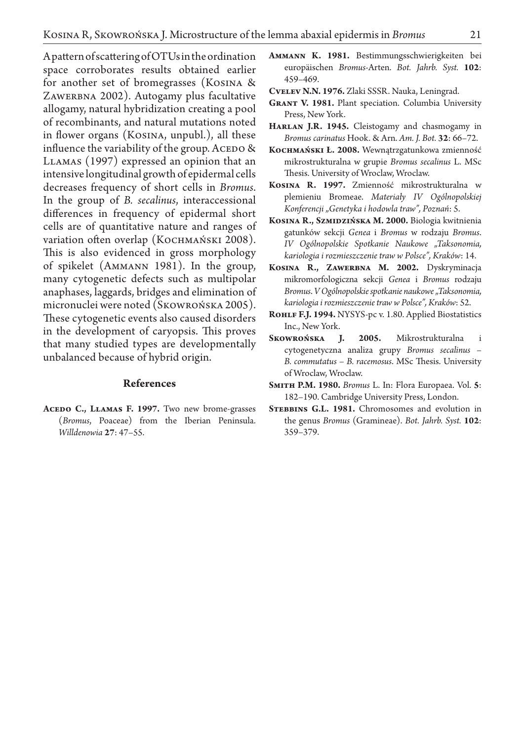A pattern of scattering of OTUs in the ordination space corroborates results obtained earlier for another set of bromegrasses (Kosina & Zawerbna 2002). Autogamy plus facultative allogamy, natural hybridization creating a pool of recombinants, and natural mutations noted in flower organs (Kosina, unpubl.), all these influence the variability of the group. Acedo & Llamas (1997) expressed an opinion that an intensive longitudinal growth of epidermal cells decreases frequency of short cells in *Bromus*. In the group of *B. secalinus*, interaccessional differences in frequency of epidermal short cells are of quantitative nature and ranges of variation often overlap (Kochmański 2008). This is also evidenced in gross morphology of spikelet (Ammann 1981). In the group, many cytogenetic defects such as multipolar anaphases, laggards, bridges and elimination of micronuclei were noted (Skowrońska 2005). These cytogenetic events also caused disorders in the development of caryopsis. This proves that many studied types are developmentally unbalanced because of hybrid origin.

## References

**Acedo C., Llamas F. 1997.** Two new brome-grasses (*Bromus*, Poaceae) from the Iberian Peninsula. *Willdenowia* **27**: 47–55.

**Ammann K. 1981.** Bestimmungsschwierigkeiten bei europäischen *Bromus*-Arten. *Bot. Jahrb. Syst.* **102**: 459–469.

**Cvelev N.N. 1976.** Zlaki SSSR. Nauka, Leningrad.

**Grant V. 1981.** Plant speciation. Columbia University Press, New York.

**Harlan J.R. 1945.** Cleistogamy and chasmogamy in *Bromus carinatus* Hook. & Arn. *Am. J. Bot.* **32**: 66–72.

**Kochmański Ł. 2008.** Wewnątrzgatunkowa zmienność mikrostrukturalna w grupie *Bromus secalinus* L. MSc Thesis. University of Wroclaw, Wroclaw.

**Kosina R. 1997.** Zmienność mikrostrukturalna w plemieniu Bromeae. *Materiały IV Ogólnopolskiej Konferencji „Genetyka i hodowla traw", Poznań*: 5.

**Kosina R., Szmidzińska M. 2000.** Biologia kwitnienia gatunków sekcji *Genea* i *Bromus* w rodzaju *Bromus*. *IV Ogólnopolskie Spotkanie Naukowe „Taksonomia, kariologia i rozmieszczenie traw w Polsce", Kraków*: 14.

**Kosina R., Zawerbna M. 2002.** Dyskryminacja mikromorfologiczna sekcji *Genea* i *Bromus* rodzaju *Bromus*. *V Ogólnopolskie spotkanie naukowe „Taksonomia, kariologia i rozmieszczenie traw w Polsce", Kraków*: 52.

**Rohlf F.J. 1994.** NYSYS-pc v. 1.80. Applied Biostatistics Inc., New York.

**Skowrońska J. 2005.** Mikrostrukturalna i cytogenetyczna analiza grupy *Bromus secalinus – B. commutatus – B. racemosus*. MSc Thesis. University of Wroclaw, Wroclaw.

**Smith P.M. 1980.** *Bromus* L. In: Flora Europaea. Vol. **5**: 182–190. Cambridge University Press, London.

**Stebbins G.L. 1981.** Chromosomes and evolution in the genus *Bromus* (Gramineae). *Bot. Jahrb. Syst.* **102**: 359–379.